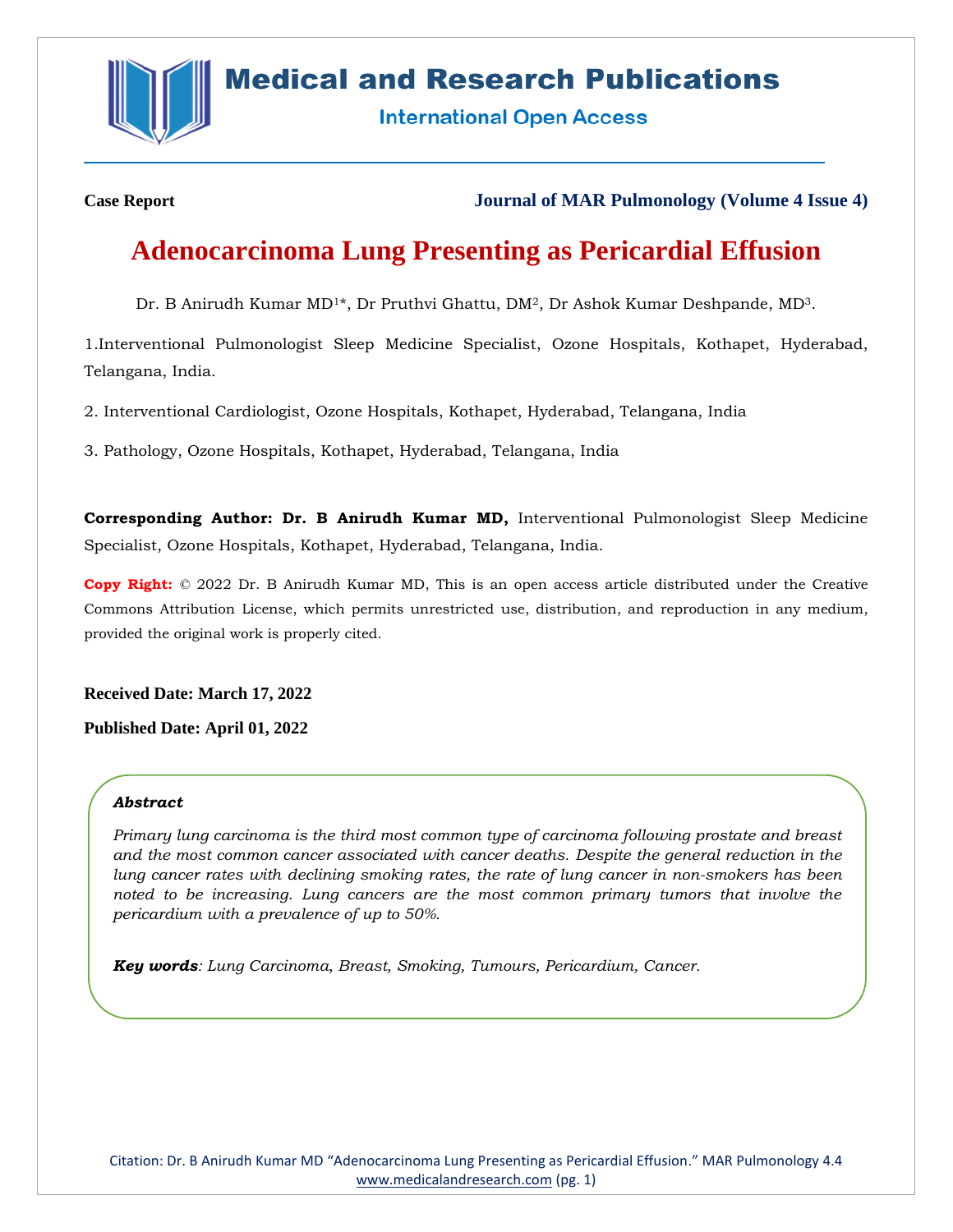**Case Report** **Journal of MAR Pulmonology (Volume 4 Issue 4)**

# Adenocarcinoma Lung Presenting as Pericardial Effusion

Dr. B Anirudh Kumar MD[1*], Dr Pruthvi Ghattu, DM[2], Dr Ashok Kumar Deshpande, MD[3].

1.Interventional Pulmonologist Sleep Medicine Specialist, Ozone Hospitals, Kothapet, Hyderabad, Telangana, India.

2. Interventional Cardiologist, Ozone Hospitals, Kothapet, Hyderabad, Telangana, India

3. Pathology, Ozone Hospitals, Kothapet, Hyderabad, Telangana, India

**Corresponding Author: Dr. B Anirudh Kumar MD,** Interventional Pulmonologist Sleep Medicine Specialist, Ozone Hospitals, Kothapet, Hyderabad, Telangana, India.

**Copy Right:** © 2022 Dr. B Anirudh Kumar MD, This is an open access article distributed under the Creative Commons Attribution License, which permits unrestricted use, distribution, and reproduction in any medium, provided the original work is properly cited.

**Received Date: March 17, 2022**

**Published Date: April 01, 2022**

***Abstract***

*Primary lung carcinoma is the third most common type of carcinoma following prostate and breast and the most common cancer associated with cancer deaths. Despite the general reduction in the lung cancer rates with declining smoking rates, the rate of lung cancer in non-smokers has been noted to be increasing. Lung cancers are the most common primary tumors that involve the pericardium with a prevalence of up to 50%.*

***Key words**: Lung Carcinoma, Breast, Smoking, Tumours, Pericardium, Cancer.*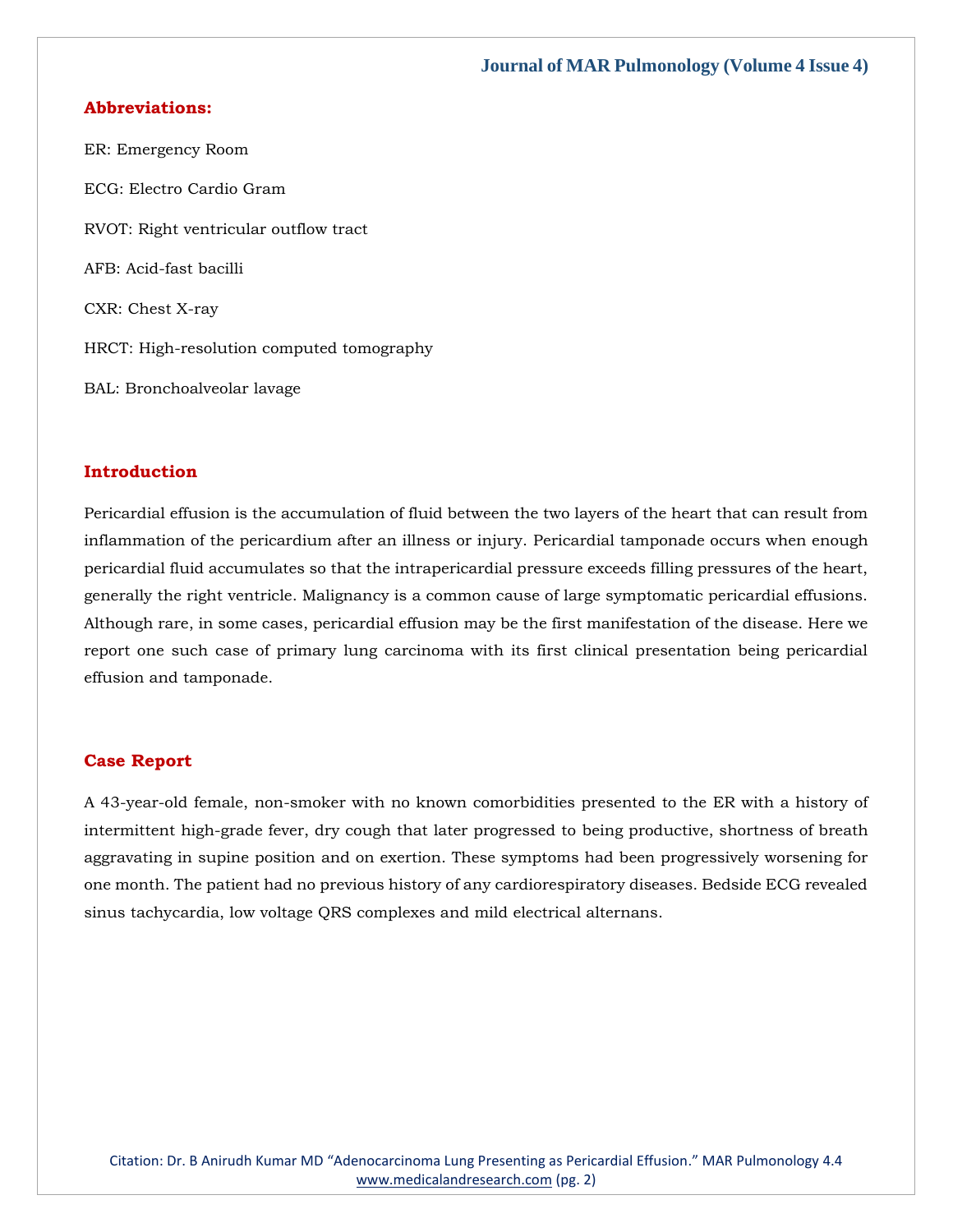## Abbreviations:

ER: Emergency Room

ECG: Electro Cardio Gram

RVOT: Right ventricular outflow tract

AFB: Acid-fast bacilli

CXR: Chest X-ray

HRCT: High-resolution computed tomography

BAL: Bronchoalveolar lavage

## Introduction

Pericardial effusion is the accumulation of fluid between the two layers of the heart that can result from inflammation of the pericardium after an illness or injury. Pericardial tamponade occurs when enough pericardial fluid accumulates so that the intrapericardial pressure exceeds filling pressures of the heart, generally the right ventricle. Malignancy is a common cause of large symptomatic pericardial effusions. Although rare, in some cases, pericardial effusion may be the first manifestation of the disease. Here we report one such case of primary lung carcinoma with its first clinical presentation being pericardial effusion and tamponade.

## Case Report

A 43-year-old female, non-smoker with no known comorbidities presented to the ER with a history of intermittent high-grade fever, dry cough that later progressed to being productive, shortness of breath aggravating in supine position and on exertion. These symptoms had been progressively worsening for one month. The patient had no previous history of any cardiorespiratory diseases. Bedside ECG revealed sinus tachycardia, low voltage QRS complexes and mild electrical alternans.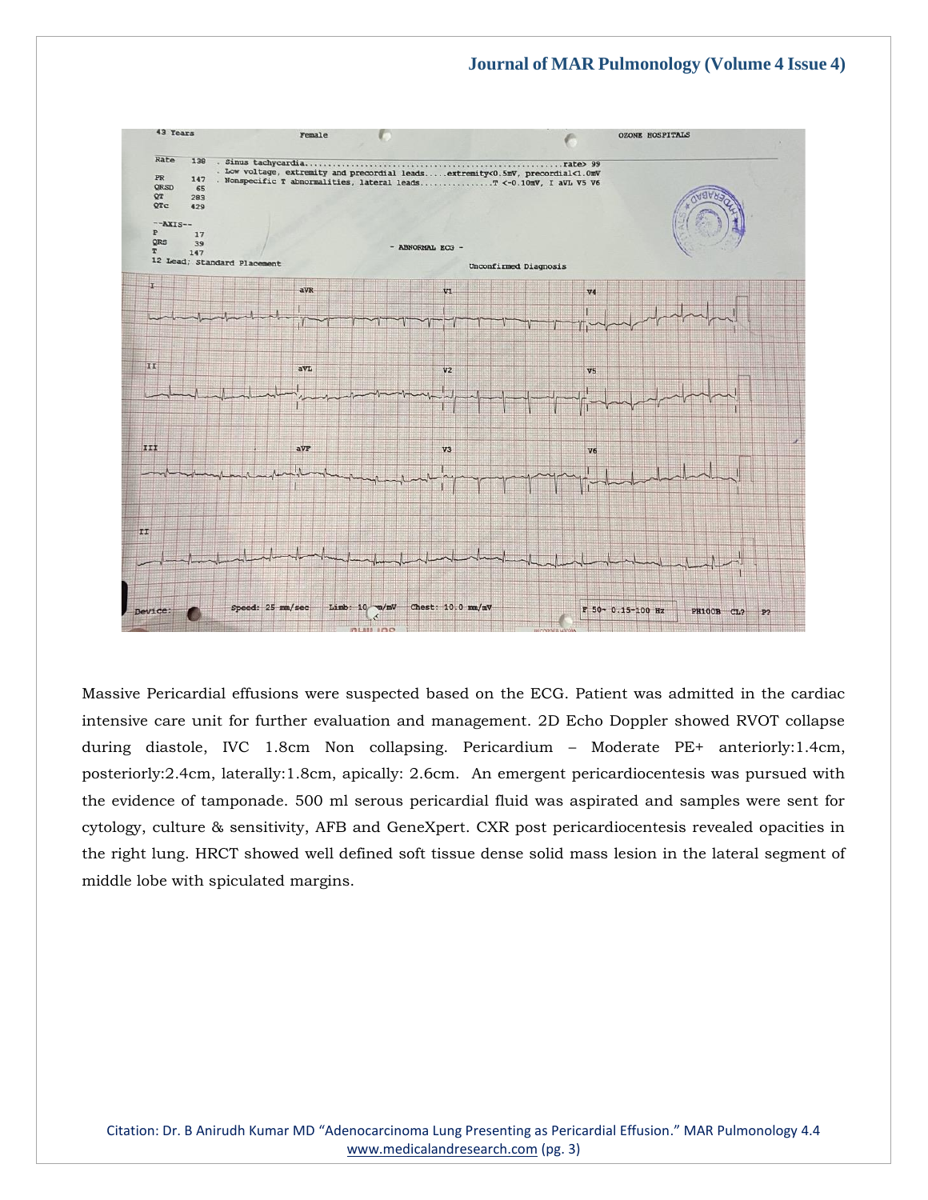Massive Pericardial effusions were suspected based on the ECG. Patient was admitted in the cardiac intensive care unit for further evaluation and management. 2D Echo Doppler showed RVOT collapse during diastole, IVC 1.8cm Non collapsing. Pericardium – Moderate PE+ anteriorly:1.4cm, posteriorly:2.4cm, laterally:1.8cm, apically: 2.6cm. An emergent pericardiocentesis was pursued with the evidence of tamponade. 500 ml serous pericardial fluid was aspirated and samples were sent for cytology, culture & sensitivity, AFB and GeneXpert. CXR post pericardiocentesis revealed opacities in the right lung. HRCT showed well defined soft tissue dense solid mass lesion in the lateral segment of middle lobe with spiculated margins.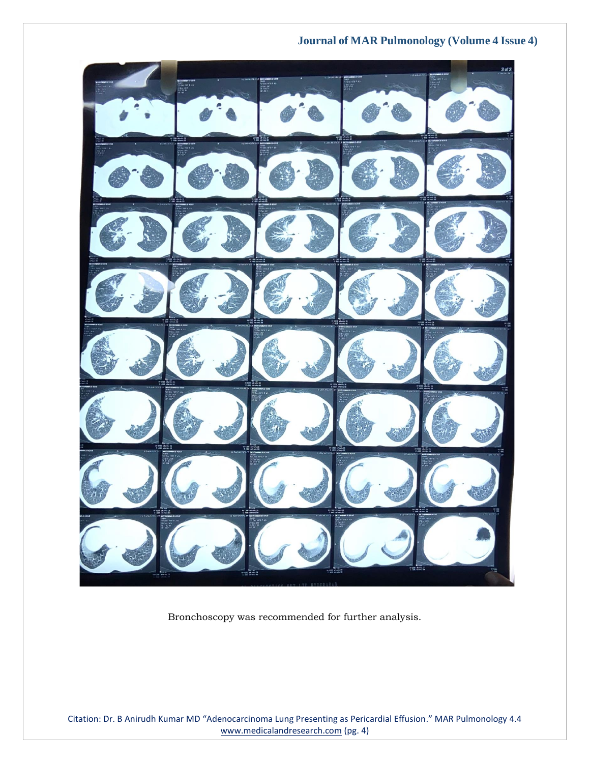Bronchoscopy was recommended for further analysis.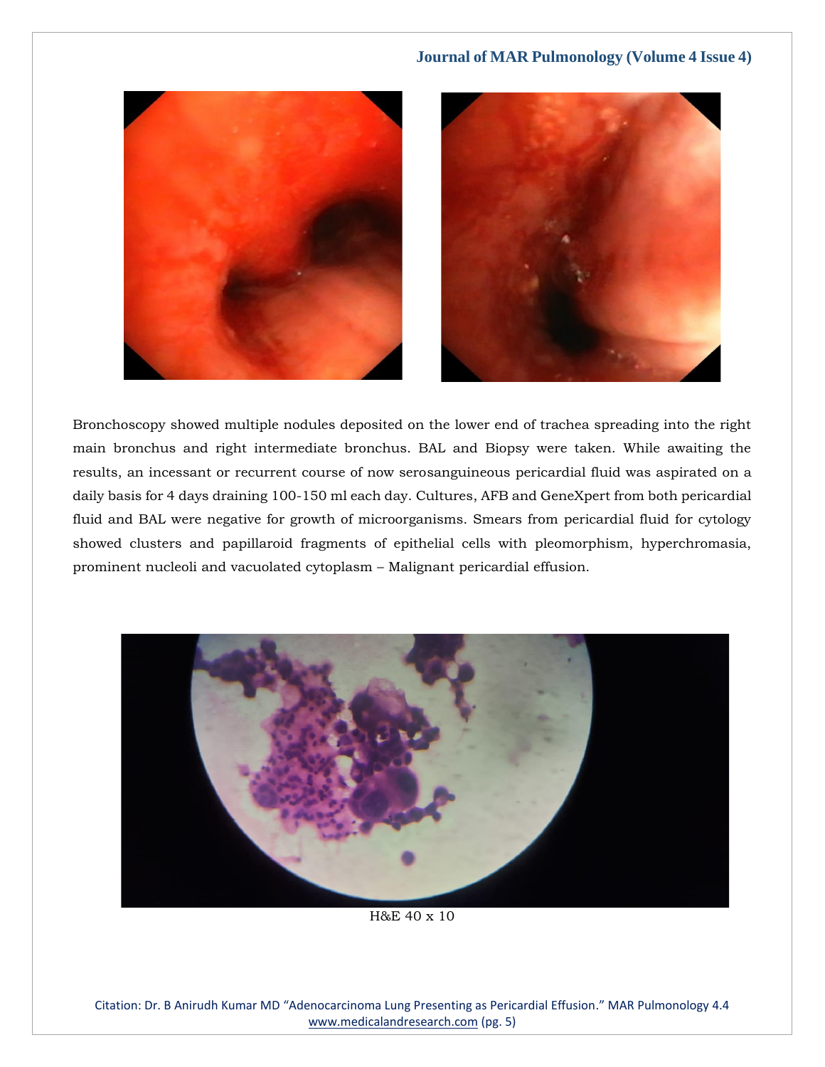Bronchoscopy showed multiple nodules deposited on the lower end of trachea spreading into the right main bronchus and right intermediate bronchus. BAL and Biopsy were taken. While awaiting the results, an incessant or recurrent course of now serosanguineous pericardial fluid was aspirated on a daily basis for 4 days draining 100-150 ml each day. Cultures, AFB and GeneXpert from both pericardial fluid and BAL were negative for growth of microorganisms. Smears from pericardial fluid for cytology showed clusters and papillaroid fragments of epithelial cells with pleomorphism, hyperchromasia, prominent nucleoli and vacuolated cytoplasm – Malignant pericardial effusion.

H&E 40 x 10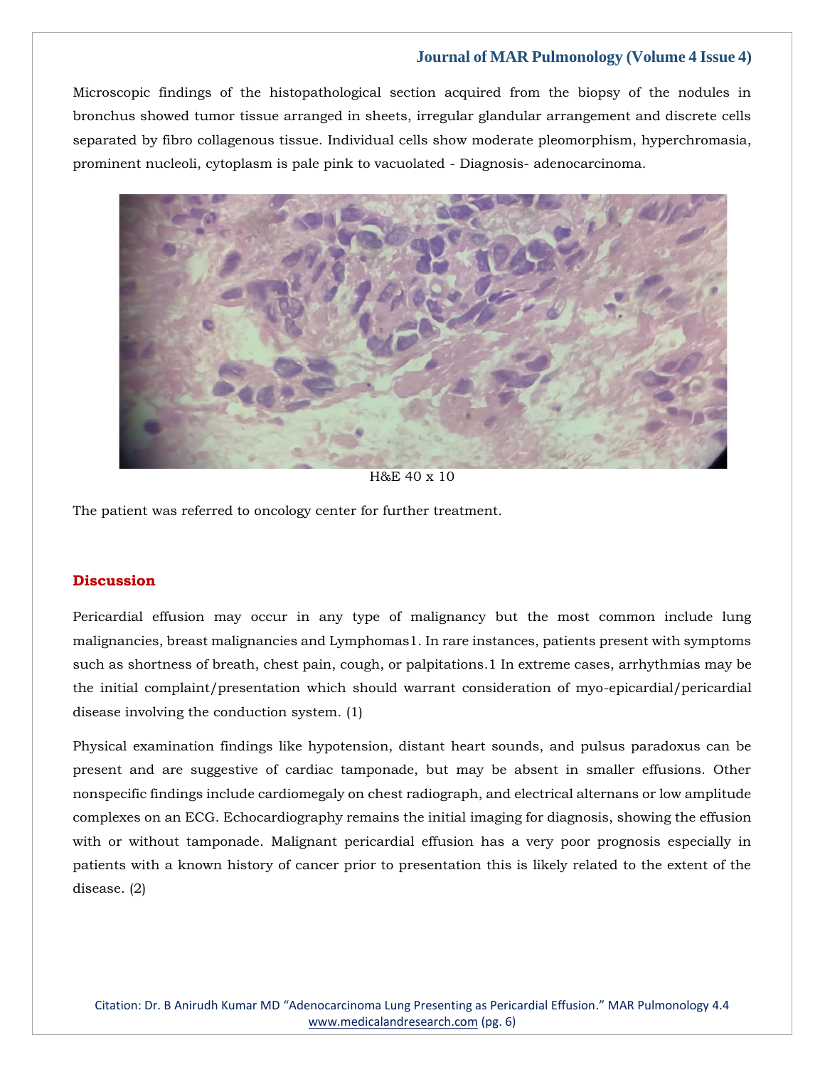Microscopic findings of the histopathological section acquired from the biopsy of the nodules in bronchus showed tumor tissue arranged in sheets, irregular glandular arrangement and discrete cells separated by fibro collagenous tissue. Individual cells show moderate pleomorphism, hyperchromasia, prominent nucleoli, cytoplasm is pale pink to vacuolated - Diagnosis- adenocarcinoma.

H&E 40 x 10

The patient was referred to oncology center for further treatment.

## Discussion

Pericardial effusion may occur in any type of malignancy but the most common include lung malignancies, breast malignancies and Lymphomas1. In rare instances, patients present with symptoms such as shortness of breath, chest pain, cough, or palpitations.1 In extreme cases, arrhythmias may be the initial complaint/presentation which should warrant consideration of myo-epicardial/pericardial disease involving the conduction system. (1)

Physical examination findings like hypotension, distant heart sounds, and pulsus paradoxus can be present and are suggestive of cardiac tamponade, but may be absent in smaller effusions. Other nonspecific findings include cardiomegaly on chest radiograph, and electrical alternans or low amplitude complexes on an ECG. Echocardiography remains the initial imaging for diagnosis, showing the effusion with or without tamponade. Malignant pericardial effusion has a very poor prognosis especially in patients with a known history of cancer prior to presentation this is likely related to the extent of the disease. (2)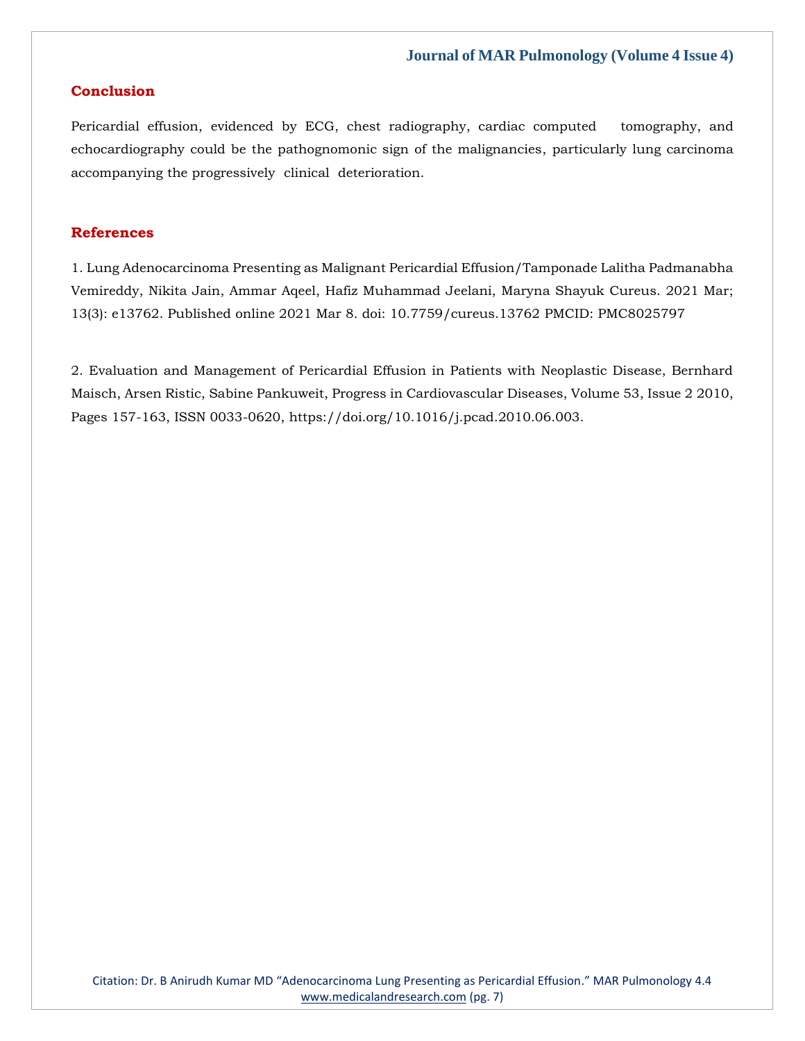## Conclusion

Pericardial effusion, evidenced by ECG, chest radiography, cardiac computed tomography, and echocardiography could be the pathognomonic sign of the malignancies, particularly lung carcinoma accompanying the progressively clinical deterioration.

## References

1. Lung Adenocarcinoma Presenting as Malignant Pericardial Effusion/Tamponade Lalitha Padmanabha Vemireddy, Nikita Jain, Ammar Aqeel, Hafiz Muhammad Jeelani, Maryna Shayuk Cureus. 2021 Mar; 13(3): e13762. Published online 2021 Mar 8. doi: 10.7759/cureus.13762 PMCID: PMC8025797

2. Evaluation and Management of Pericardial Effusion in Patients with Neoplastic Disease, Bernhard Maisch, Arsen Ristic, Sabine Pankuweit, Progress in Cardiovascular Diseases, Volume 53, Issue 2 2010, Pages 157-163, ISSN 0033-0620, https://doi.org/10.1016/j.pcad.2010.06.003.